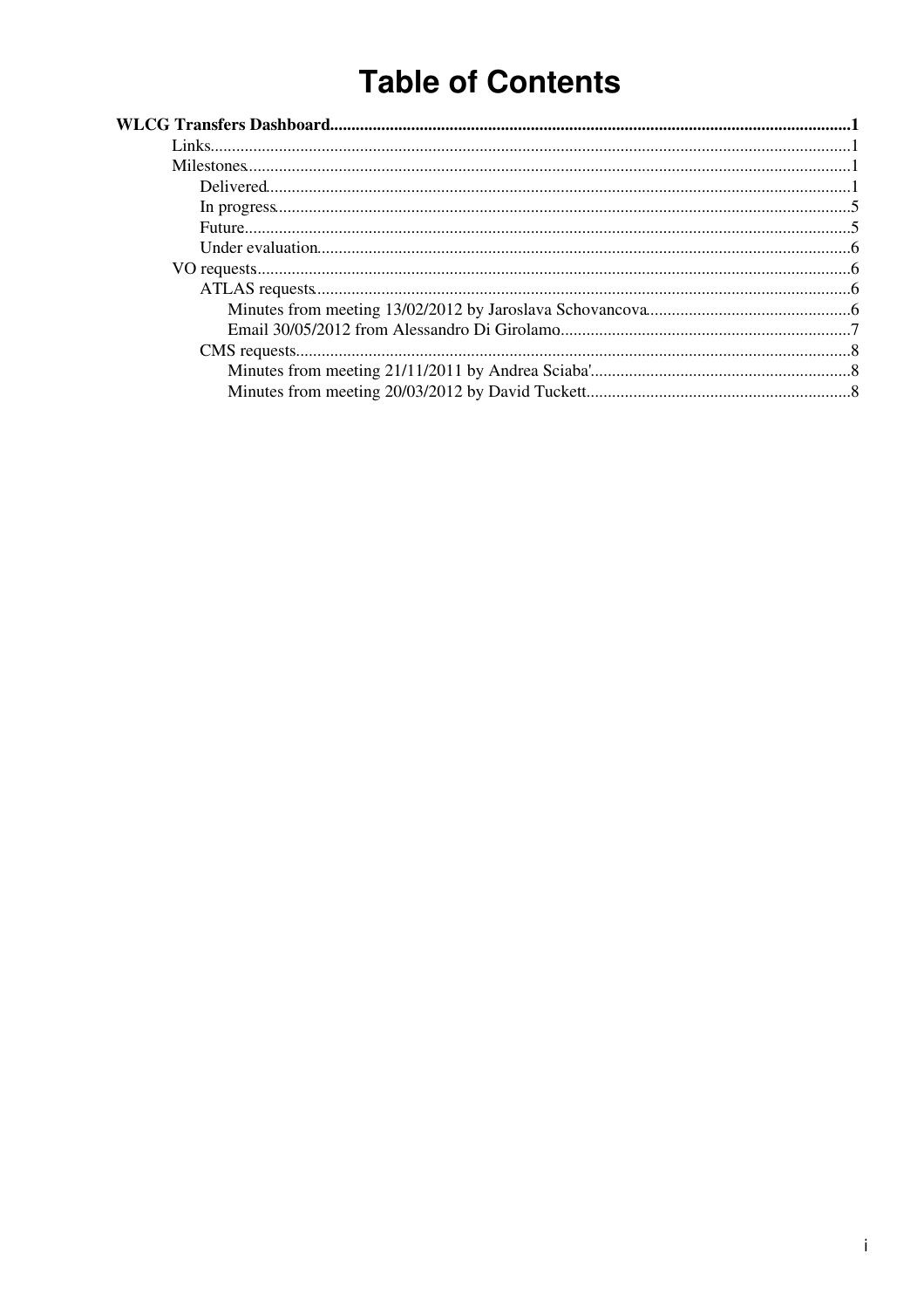# Table of Contents

**WLCG Transfers Dashboard**........................................................................................................................1

- Links....................................................................................................................................................1
- Milestones............................................................................................................................................1
  - Delivered.........................................................................................................................................1
  - In progress.......................................................................................................................................5
  - Future...............................................................................................................................................5
  - Under evaluation..............................................................................................................................6
- VO requests..........................................................................................................................................6
  - ATLAS requests...............................................................................................................................6
    - Minutes from meeting 13/02/2012 by Jaroslava Schovancova................................................6
    - Email 30/05/2012 from Alessandro Di Girolamo....................................................................7
  - CMS requests...................................................................................................................................8
    - Minutes from meeting 21/11/2011 by Andrea Sciaba'.............................................................8
    - Minutes from meeting 20/03/2012 by David Tuckett..............................................................8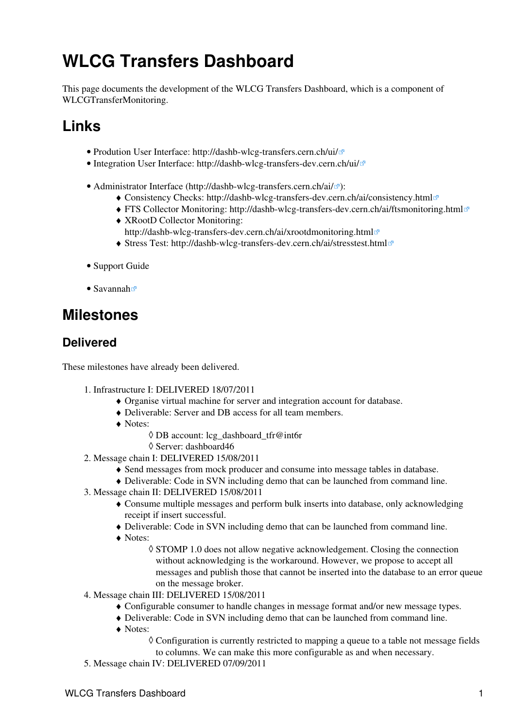# WLCG Transfers Dashboard

This page documents the development of the WLCG Transfers Dashboard, which is a component of WLCGTransferMonitoring.

## Links

- Prodution User Interface: http://dashb-wlcg-transfers.cern.ch/ui/
- Integration User Interface: http://dashb-wlcg-transfers-dev.cern.ch/ui/

- Administrator Interface (http://dashb-wlcg-transfers.cern.ch/ai/):
    - Consistency Checks: http://dashb-wlcg-transfers-dev.cern.ch/ai/consistency.html
    - FTS Collector Monitoring: http://dashb-wlcg-transfers-dev.cern.ch/ai/ftsmonitoring.html
    - XRootD Collector Monitoring: http://dashb-wlcg-transfers-dev.cern.ch/ai/xrootdmonitoring.html
    - Stress Test: http://dashb-wlcg-transfers-dev.cern.ch/ai/stresstest.html

- Support Guide

- Savannah

## Milestones

### Delivered

These milestones have already been delivered.

1. Infrastructure I: DELIVERED 18/07/2011
    - Organise virtual machine for server and integration account for database.
    - Deliverable: Server and DB access for all team members.
    - Notes:
        - DB account: lcg_dashboard_tfr@int6r
        - Server: dashboard46
2. Message chain I: DELIVERED 15/08/2011
    - Send messages from mock producer and consume into message tables in database.
    - Deliverable: Code in SVN including demo that can be launched from command line.
3. Message chain II: DELIVERED 15/08/2011
    - Consume multiple messages and perform bulk inserts into database, only acknowledging receipt if insert successful.
    - Deliverable: Code in SVN including demo that can be launched from command line.
    - Notes:
        - STOMP 1.0 does not allow negative acknowledgement. Closing the connection without acknowledging is the workaround. However, we propose to accept all messages and publish those that cannot be inserted into the database to an error queue on the message broker.
4. Message chain III: DELIVERED 15/08/2011
    - Configurable consumer to handle changes in message format and/or new message types.
    - Deliverable: Code in SVN including demo that can be launched from command line.
    - Notes:
        - Configuration is currently restricted to mapping a queue to a table not message fields to columns. We can make this more configurable as and when necessary.
5. Message chain IV: DELIVERED 07/09/2011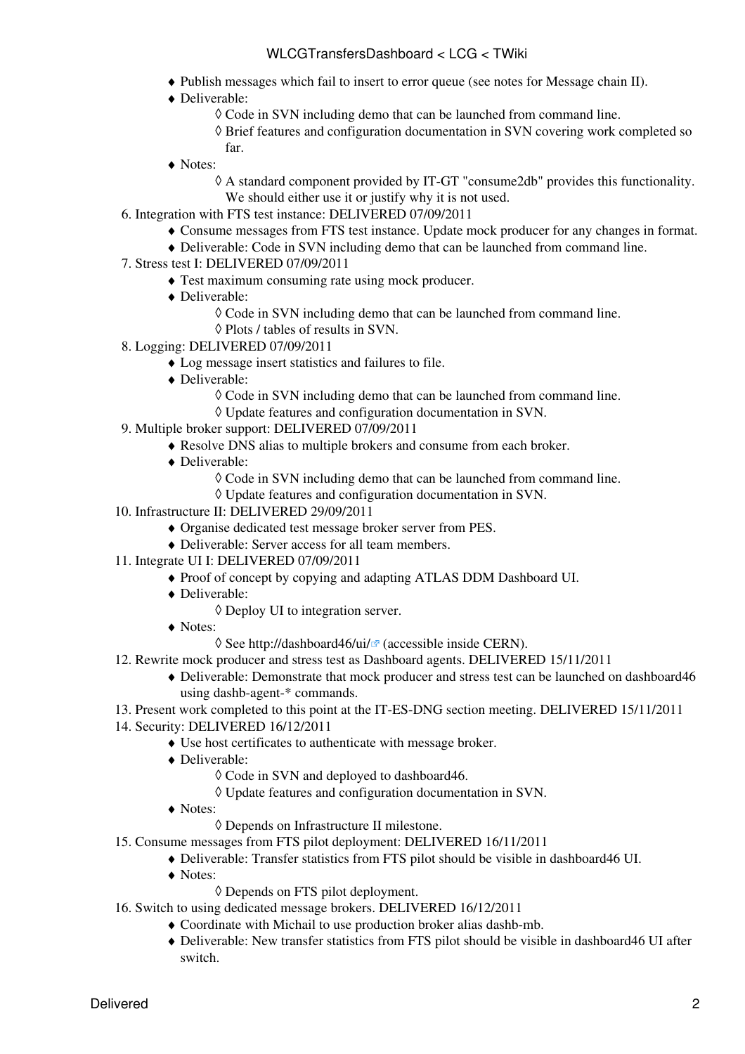- Publish messages which fail to insert to error queue (see notes for Message chain II).
- Deliverable:
    - Code in SVN including demo that can be launched from command line.
    - Brief features and configuration documentation in SVN covering work completed so far.
- Notes:
    - A standard component provided by IT-GT "consume2db" provides this functionality. We should either use it or justify why it is not used.

6. Integration with FTS test instance: DELIVERED 07/09/2011
    - Consume messages from FTS test instance. Update mock producer for any changes in format.
    - Deliverable: Code in SVN including demo that can be launched from command line.
7. Stress test I: DELIVERED 07/09/2011
    - Test maximum consuming rate using mock producer.
    - Deliverable:
        - Code in SVN including demo that can be launched from command line.
        - Plots / tables of results in SVN.
8. Logging: DELIVERED 07/09/2011
    - Log message insert statistics and failures to file.
    - Deliverable:
        - Code in SVN including demo that can be launched from command line.
        - Update features and configuration documentation in SVN.
9. Multiple broker support: DELIVERED 07/09/2011
    - Resolve DNS alias to multiple brokers and consume from each broker.
    - Deliverable:
        - Code in SVN including demo that can be launched from command line.
        - Update features and configuration documentation in SVN.
10. Infrastructure II: DELIVERED 29/09/2011
    - Organise dedicated test message broker server from PES.
    - Deliverable: Server access for all team members.
11. Integrate UI I: DELIVERED 07/09/2011
    - Proof of concept by copying and adapting ATLAS DDM Dashboard UI.
    - Deliverable:
        - Deploy UI to integration server.
    - Notes:
        - See http://dashboard46/ui/ (accessible inside CERN).
12. Rewrite mock producer and stress test as Dashboard agents. DELIVERED 15/11/2011
    - Deliverable: Demonstrate that mock producer and stress test can be launched on dashboard46 using dashb-agent-* commands.
13. Present work completed to this point at the IT-ES-DNG section meeting. DELIVERED 15/11/2011
14. Security: DELIVERED 16/12/2011
    - Use host certificates to authenticate with message broker.
    - Deliverable:
        - Code in SVN and deployed to dashboard46.
        - Update features and configuration documentation in SVN.
    - Notes:
        - Depends on Infrastructure II milestone.
15. Consume messages from FTS pilot deployment: DELIVERED 16/11/2011
    - Deliverable: Transfer statistics from FTS pilot should be visible in dashboard46 UI.
    - Notes:
        - Depends on FTS pilot deployment.
16. Switch to using dedicated message brokers. DELIVERED 16/12/2011
    - Coordinate with Michail to use production broker alias dashb-mb.
    - Deliverable: New transfer statistics from FTS pilot should be visible in dashboard46 UI after switch.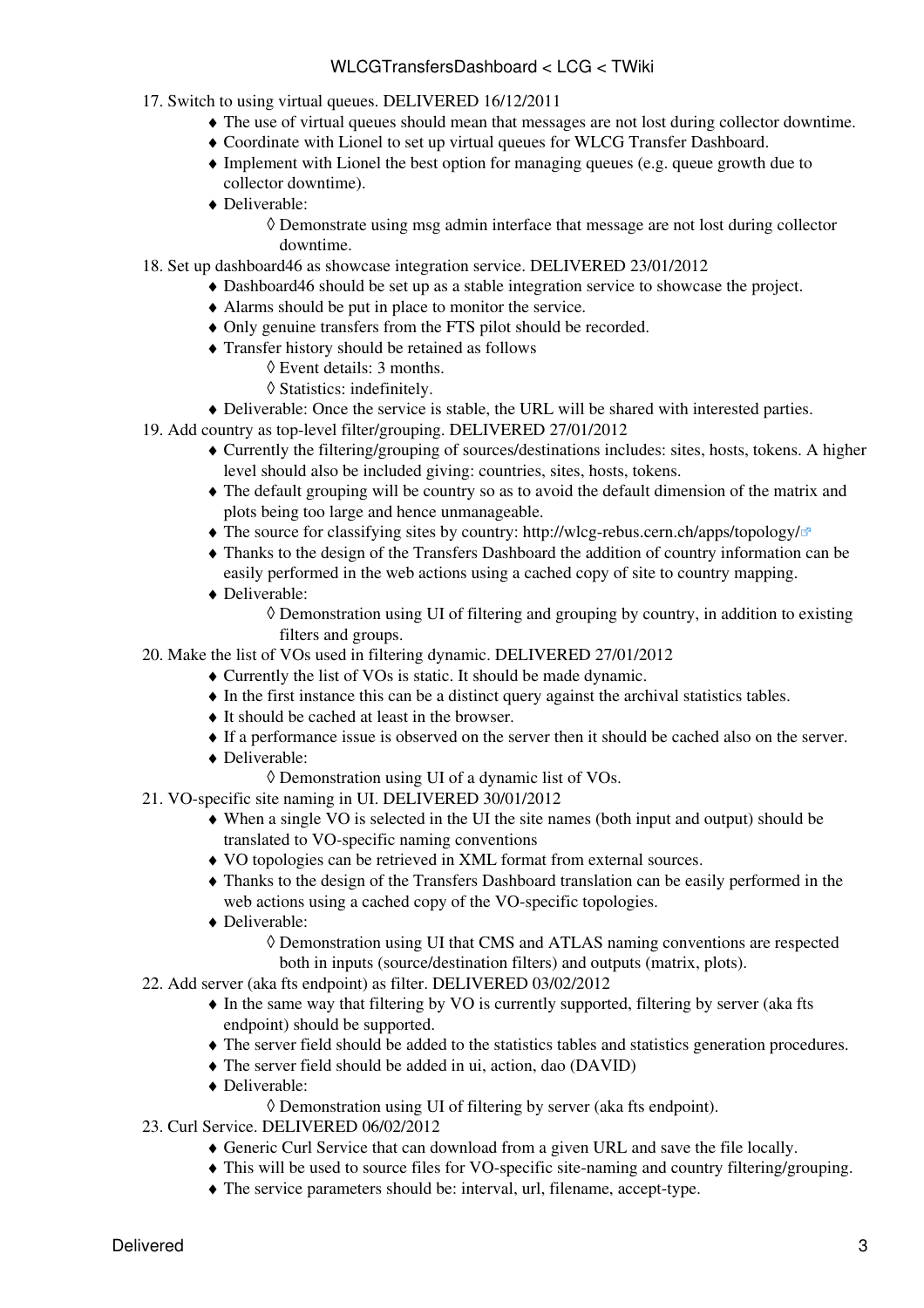17. Switch to using virtual queues. DELIVERED 16/12/2011
    - The use of virtual queues should mean that messages are not lost during collector downtime.
    - Coordinate with Lionel to set up virtual queues for WLCG Transfer Dashboard.
    - Implement with Lionel the best option for managing queues (e.g. queue growth due to collector downtime).
    - Deliverable:
        - Demonstrate using msg admin interface that message are not lost during collector downtime.
18. Set up dashboard46 as showcase integration service. DELIVERED 23/01/2012
    - Dashboard46 should be set up as a stable integration service to showcase the project.
    - Alarms should be put in place to monitor the service.
    - Only genuine transfers from the FTS pilot should be recorded.
    - Transfer history should be retained as follows
        - Event details: 3 months.
        - Statistics: indefinitely.
    - Deliverable: Once the service is stable, the URL will be shared with interested parties.
19. Add country as top-level filter/grouping. DELIVERED 27/01/2012
    - Currently the filtering/grouping of sources/destinations includes: sites, hosts, tokens. A higher level should also be included giving: countries, sites, hosts, tokens.
    - The default grouping will be country so as to avoid the default dimension of the matrix and plots being too large and hence unmanageable.
    - The source for classifying sites by country: http://wlcg-rebus.cern.ch/apps/topology/
    - Thanks to the design of the Transfers Dashboard the addition of country information can be easily performed in the web actions using a cached copy of site to country mapping.
    - Deliverable:
        - Demonstration using UI of filtering and grouping by country, in addition to existing filters and groups.
20. Make the list of VOs used in filtering dynamic. DELIVERED 27/01/2012
    - Currently the list of VOs is static. It should be made dynamic.
    - In the first instance this can be a distinct query against the archival statistics tables.
    - It should be cached at least in the browser.
    - If a performance issue is observed on the server then it should be cached also on the server.
    - Deliverable:
        - Demonstration using UI of a dynamic list of VOs.
21. VO-specific site naming in UI. DELIVERED 30/01/2012
    - When a single VO is selected in the UI the site names (both input and output) should be translated to VO-specific naming conventions
    - VO topologies can be retrieved in XML format from external sources.
    - Thanks to the design of the Transfers Dashboard translation can be easily performed in the web actions using a cached copy of the VO-specific topologies.
    - Deliverable:
        - Demonstration using UI that CMS and ATLAS naming conventions are respected both in inputs (source/destination filters) and outputs (matrix, plots).
22. Add server (aka fts endpoint) as filter. DELIVERED 03/02/2012
    - In the same way that filtering by VO is currently supported, filtering by server (aka fts endpoint) should be supported.
    - The server field should be added to the statistics tables and statistics generation procedures.
    - The server field should be added in ui, action, dao (DAVID)
    - Deliverable:
        - Demonstration using UI of filtering by server (aka fts endpoint).
23. Curl Service. DELIVERED 06/02/2012
    - Generic Curl Service that can download from a given URL and save the file locally.
    - This will be used to source files for VO-specific site-naming and country filtering/grouping.
    - The service parameters should be: interval, url, filename, accept-type.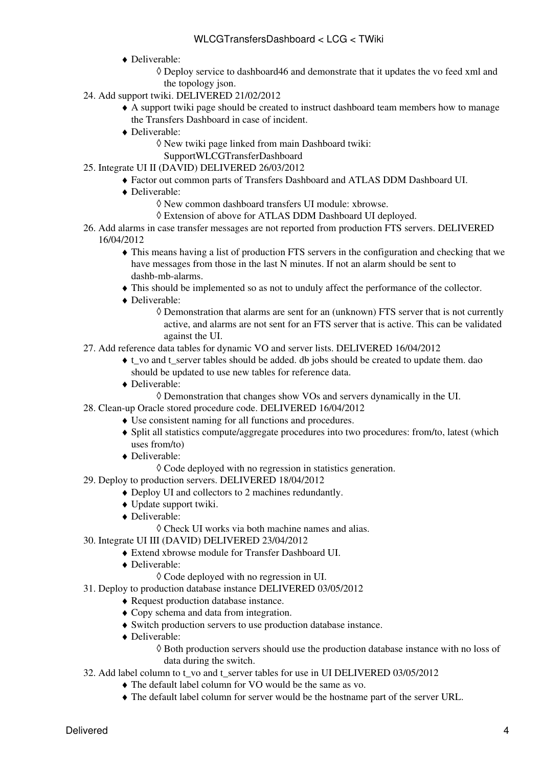- Deliverable:
    - Deploy service to dashboard46 and demonstrate that it updates the vo feed xml and the topology json.

24. Add support twiki. DELIVERED 21/02/2012
    - A support twiki page should be created to instruct dashboard team members how to manage the Transfers Dashboard in case of incident.
    - Deliverable:
        - New twiki page linked from main Dashboard twiki: SupportWLCGTransferDashboard
25. Integrate UI II (DAVID) DELIVERED 26/03/2012
    - Factor out common parts of Transfers Dashboard and ATLAS DDM Dashboard UI.
    - Deliverable:
        - New common dashboard transfers UI module: xbrowse.
        - Extension of above for ATLAS DDM Dashboard UI deployed.
26. Add alarms in case transfer messages are not reported from production FTS servers. DELIVERED 16/04/2012
    - This means having a list of production FTS servers in the configuration and checking that we have messages from those in the last N minutes. If not an alarm should be sent to dashb-mb-alarms.
    - This should be implemented so as not to unduly affect the performance of the collector.
    - Deliverable:
        - Demonstration that alarms are sent for an (unknown) FTS server that is not currently active, and alarms are not sent for an FTS server that is active. This can be validated against the UI.
27. Add reference data tables for dynamic VO and server lists. DELIVERED 16/04/2012
    - t_vo and t_server tables should be added. db jobs should be created to update them. dao should be updated to use new tables for reference data.
    - Deliverable:
        - Demonstration that changes show VOs and servers dynamically in the UI.
28. Clean-up Oracle stored procedure code. DELIVERED 16/04/2012
    - Use consistent naming for all functions and procedures.
    - Split all statistics compute/aggregate procedures into two procedures: from/to, latest (which uses from/to)
    - Deliverable:
        - Code deployed with no regression in statistics generation.
29. Deploy to production servers. DELIVERED 18/04/2012
    - Deploy UI and collectors to 2 machines redundantly.
    - Update support twiki.
    - Deliverable:
        - Check UI works via both machine names and alias.
30. Integrate UI III (DAVID) DELIVERED 23/04/2012
    - Extend xbrowse module for Transfer Dashboard UI.
    - Deliverable:
        - Code deployed with no regression in UI.
31. Deploy to production database instance DELIVERED 03/05/2012
    - Request production database instance.
    - Copy schema and data from integration.
    - Switch production servers to use production database instance.
    - Deliverable:
        - Both production servers should use the production database instance with no loss of data during the switch.
32. Add label column to t_vo and t_server tables for use in UI DELIVERED 03/05/2012
    - The default label column for VO would be the same as vo.
    - The default label column for server would be the hostname part of the server URL.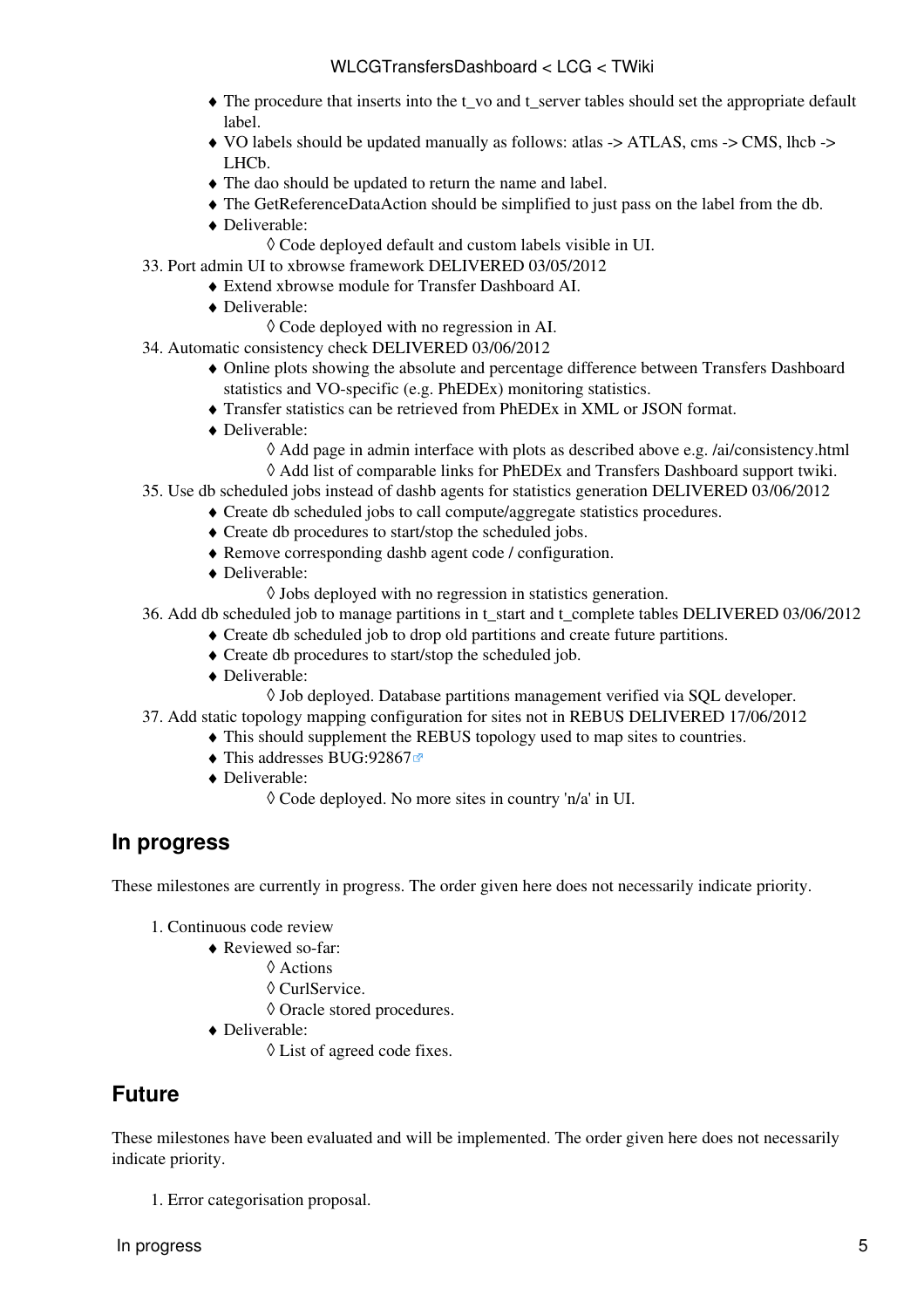- The procedure that inserts into the t_vo and t_server tables should set the appropriate default label.
    - VO labels should be updated manually as follows: atlas -> ATLAS, cms -> CMS, lhcb -> LHCb.
    - The dao should be updated to return the name and label.
    - The GetReferenceDataAction should be simplified to just pass on the label from the db.
    - Deliverable:
        - Code deployed default and custom labels visible in UI.

33. Port admin UI to xbrowse framework DELIVERED 03/05/2012
    - Extend xbrowse module for Transfer Dashboard AI.
    - Deliverable:
        - Code deployed with no regression in AI.
34. Automatic consistency check DELIVERED 03/06/2012
    - Online plots showing the absolute and percentage difference between Transfers Dashboard statistics and VO-specific (e.g. PhEDEx) monitoring statistics.
    - Transfer statistics can be retrieved from PhEDEx in XML or JSON format.
    - Deliverable:
        - Add page in admin interface with plots as described above e.g. /ai/consistency.html
        - Add list of comparable links for PhEDEx and Transfers Dashboard support twiki.
35. Use db scheduled jobs instead of dashb agents for statistics generation DELIVERED 03/06/2012
    - Create db scheduled jobs to call compute/aggregate statistics procedures.
    - Create db procedures to start/stop the scheduled jobs.
    - Remove corresponding dashb agent code / configuration.
    - Deliverable:
        - Jobs deployed with no regression in statistics generation.
36. Add db scheduled job to manage partitions in t_start and t_complete tables DELIVERED 03/06/2012
    - Create db scheduled job to drop old partitions and create future partitions.
    - Create db procedures to start/stop the scheduled job.
    - Deliverable:
        - Job deployed. Database partitions management verified via SQL developer.
37. Add static topology mapping configuration for sites not in REBUS DELIVERED 17/06/2012
    - This should supplement the REBUS topology used to map sites to countries.
    - This addresses BUG:92867
    - Deliverable:
        - Code deployed. No more sites in country 'n/a' in UI.

## In progress

These milestones are currently in progress. The order given here does not necessarily indicate priority.

1. Continuous code review
    - Reviewed so-far:
        - Actions
        - CurlService.
        - Oracle stored procedures.
    - Deliverable:
        - List of agreed code fixes.

## Future

These milestones have been evaluated and will be implemented. The order given here does not necessarily indicate priority.

1. Error categorisation proposal.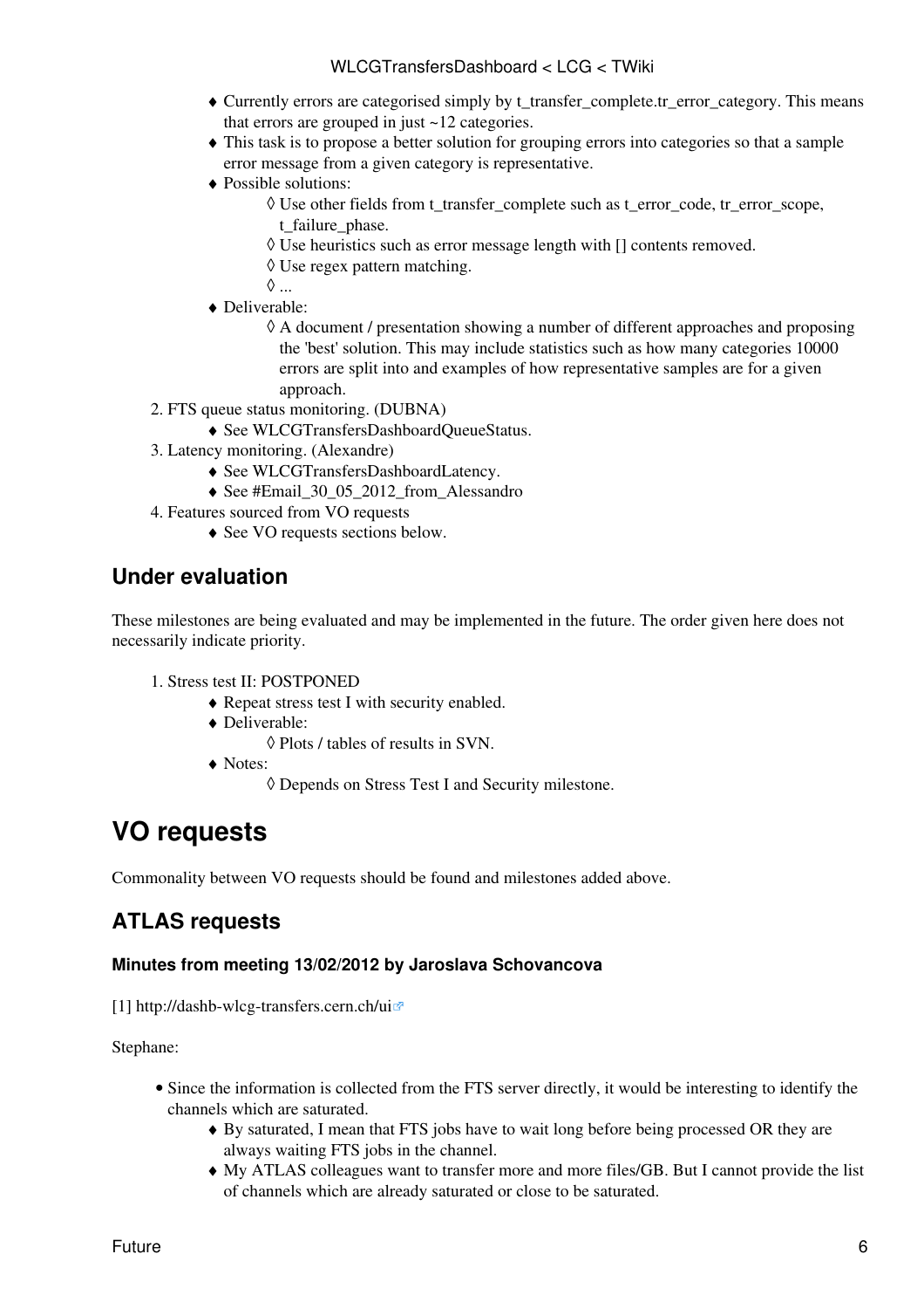- Currently errors are categorised simply by t_transfer_complete.tr_error_category. This means that errors are grouped in just ~12 categories.
  - This task is to propose a better solution for grouping errors into categories so that a sample error message from a given category is representative.
  - Possible solutions:
    - Use other fields from t_transfer_complete such as t_error_code, tr_error_scope, t_failure_phase.
    - Use heuristics such as error message length with [] contents removed.
    - Use regex pattern matching.
    - ...
  - Deliverable:
    - A document / presentation showing a number of different approaches and proposing the 'best' solution. This may include statistics such as how many categories 10000 errors are split into and examples of how representative samples are for a given approach.

2. FTS queue status monitoring. (DUBNA)
   - See WLCGTransfersDashboardQueueStatus.
3. Latency monitoring. (Alexandre)
   - See WLCGTransfersDashboardLatency.
   - See #Email_30_05_2012_from_Alessandro
4. Features sourced from VO requests
   - See VO requests sections below.

## Under evaluation

These milestones are being evaluated and may be implemented in the future. The order given here does not necessarily indicate priority.

1. Stress test II: POSTPONED
   - Repeat stress test I with security enabled.
   - Deliverable:
     - Plots / tables of results in SVN.
   - Notes:
     - Depends on Stress Test I and Security milestone.

# VO requests

Commonality between VO requests should be found and milestones added above.

## ATLAS requests

### Minutes from meeting 13/02/2012 by Jaroslava Schovancova

[1] http://dashb-wlcg-transfers.cern.ch/ui

Stephane:

- Since the information is collected from the FTS server directly, it would be interesting to identify the channels which are saturated.
  - By saturated, I mean that FTS jobs have to wait long before being processed OR they are always waiting FTS jobs in the channel.
  - My ATLAS colleagues want to transfer more and more files/GB. But I cannot provide the list of channels which are already saturated or close to be saturated.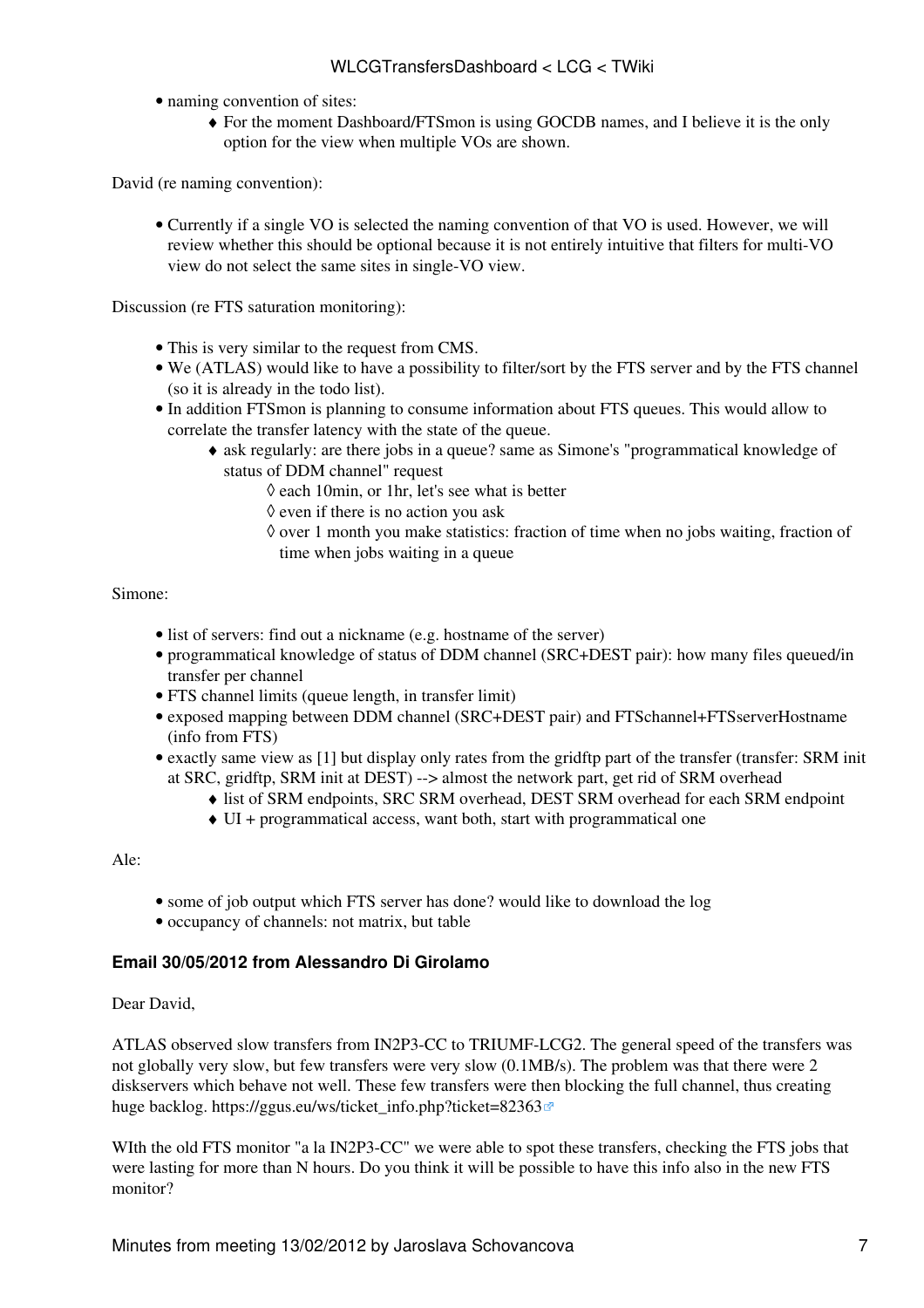- naming convention of sites:
    - For the moment Dashboard/FTSmon is using GOCDB names, and I believe it is the only option for the view when multiple VOs are shown.

David (re naming convention):

- Currently if a single VO is selected the naming convention of that VO is used. However, we will review whether this should be optional because it is not entirely intuitive that filters for multi-VO view do not select the same sites in single-VO view.

Discussion (re FTS saturation monitoring):

- This is very similar to the request from CMS.
- We (ATLAS) would like to have a possibility to filter/sort by the FTS server and by the FTS channel (so it is already in the todo list).
- In addition FTSmon is planning to consume information about FTS queues. This would allow to correlate the transfer latency with the state of the queue.
    - ask regularly: are there jobs in a queue? same as Simone's "programmatical knowledge of status of DDM channel" request
        - each 10min, or 1hr, let's see what is better
        - even if there is no action you ask
        - over 1 month you make statistics: fraction of time when no jobs waiting, fraction of time when jobs waiting in a queue

Simone:

- list of servers: find out a nickname (e.g. hostname of the server)
- programmatical knowledge of status of DDM channel (SRC+DEST pair): how many files queued/in transfer per channel
- FTS channel limits (queue length, in transfer limit)
- exposed mapping between DDM channel (SRC+DEST pair) and FTSchannel+FTSserverHostname (info from FTS)
- exactly same view as [1] but display only rates from the gridftp part of the transfer (transfer: SRM init at SRC, gridftp, SRM init at DEST) --> almost the network part, get rid of SRM overhead
    - list of SRM endpoints, SRC SRM overhead, DEST SRM overhead for each SRM endpoint
    - UI + programmatical access, want both, start with programmatical one

Ale:

- some of job output which FTS server has done? would like to download the log
- occupancy of channels: not matrix, but table

#### Email 30/05/2012 from Alessandro Di Girolamo

Dear David,

ATLAS observed slow transfers from IN2P3-CC to TRIUMF-LCG2. The general speed of the transfers was not globally very slow, but few transfers were very slow (0.1MB/s). The problem was that there were 2 diskservers which behave not well. These few transfers were then blocking the full channel, thus creating huge backlog. https://ggus.eu/ws/ticket_info.php?ticket=82363

WIth the old FTS monitor "a la IN2P3-CC" we were able to spot these transfers, checking the FTS jobs that were lasting for more than N hours. Do you think it will be possible to have this info also in the new FTS monitor?

Minutes from meeting 13/02/2012 by Jaroslava Schovancova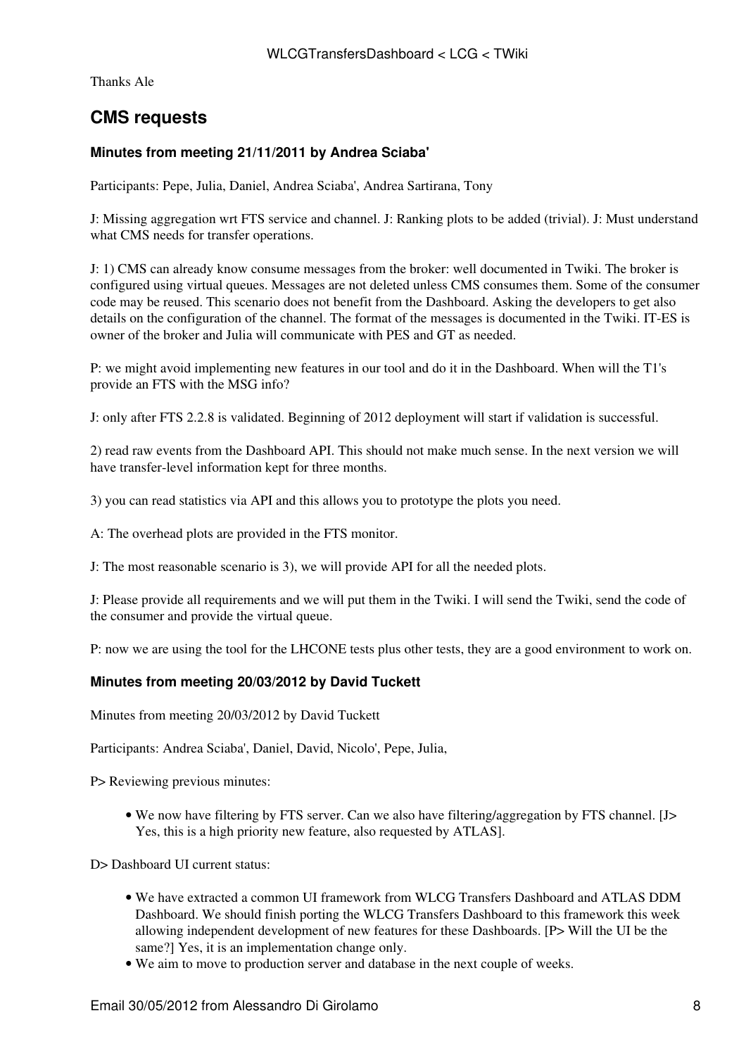Thanks Ale

## CMS requests

### Minutes from meeting 21/11/2011 by Andrea Sciaba'

Participants: Pepe, Julia, Daniel, Andrea Sciaba', Andrea Sartirana, Tony

J: Missing aggregation wrt FTS service and channel. J: Ranking plots to be added (trivial). J: Must understand what CMS needs for transfer operations.

J: 1) CMS can already know consume messages from the broker: well documented in Twiki. The broker is configured using virtual queues. Messages are not deleted unless CMS consumes them. Some of the consumer code may be reused. This scenario does not benefit from the Dashboard. Asking the developers to get also details on the configuration of the channel. The format of the messages is documented in the Twiki. IT-ES is owner of the broker and Julia will communicate with PES and GT as needed.

P: we might avoid implementing new features in our tool and do it in the Dashboard. When will the T1's provide an FTS with the MSG info?

J: only after FTS 2.2.8 is validated. Beginning of 2012 deployment will start if validation is successful.

2) read raw events from the Dashboard API. This should not make much sense. In the next version we will have transfer-level information kept for three months.

3) you can read statistics via API and this allows you to prototype the plots you need.

A: The overhead plots are provided in the FTS monitor.

J: The most reasonable scenario is 3), we will provide API for all the needed plots.

J: Please provide all requirements and we will put them in the Twiki. I will send the Twiki, send the code of the consumer and provide the virtual queue.

P: now we are using the tool for the LHCONE tests plus other tests, they are a good environment to work on.

### Minutes from meeting 20/03/2012 by David Tuckett

Minutes from meeting 20/03/2012 by David Tuckett

Participants: Andrea Sciaba', Daniel, David, Nicolo', Pepe, Julia,

P> Reviewing previous minutes:

- We now have filtering by FTS server. Can we also have filtering/aggregation by FTS channel. [J> Yes, this is a high priority new feature, also requested by ATLAS].

D> Dashboard UI current status:

- We have extracted a common UI framework from WLCG Transfers Dashboard and ATLAS DDM Dashboard. We should finish porting the WLCG Transfers Dashboard to this framework this week allowing independent development of new features for these Dashboards. [P> Will the UI be the same?] Yes, it is an implementation change only.
- We aim to move to production server and database in the next couple of weeks.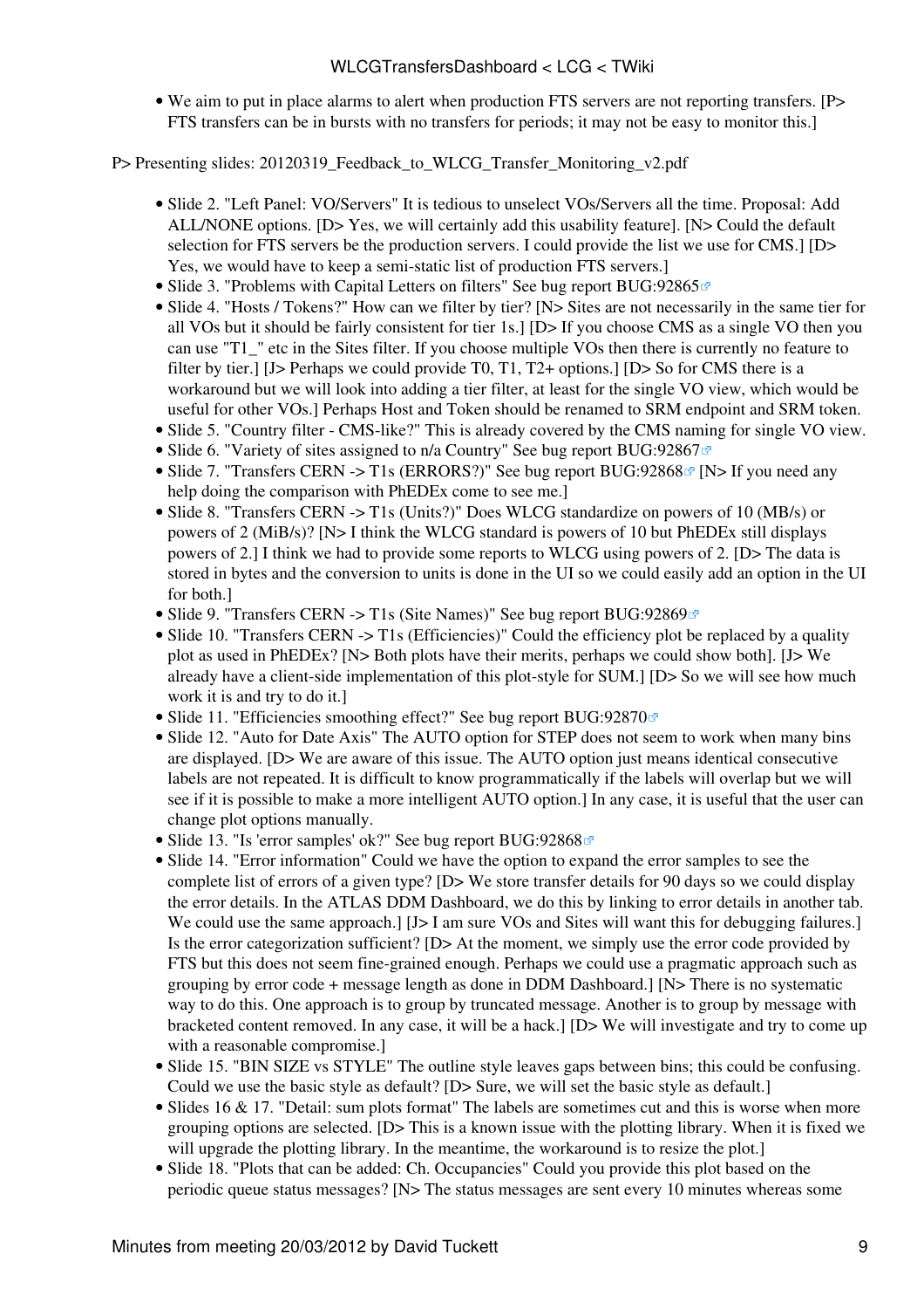- We aim to put in place alarms to alert when production FTS servers are not reporting transfers. [P> FTS transfers can be in bursts with no transfers for periods; it may not be easy to monitor this.]

P> Presenting slides: 20120319_Feedback_to_WLCG_Transfer_Monitoring_v2.pdf

- Slide 2. "Left Panel: VO/Servers" It is tedious to unselect VOs/Servers all the time. Proposal: Add ALL/NONE options. [D> Yes, we will certainly add this usability feature]. [N> Could the default selection for FTS servers be the production servers. I could provide the list we use for CMS.] [D> Yes, we would have to keep a semi-static list of production FTS servers.]
- Slide 3. "Problems with Capital Letters on filters" See bug report BUG:92865
- Slide 4. "Hosts / Tokens?" How can we filter by tier? [N> Sites are not necessarily in the same tier for all VOs but it should be fairly consistent for tier 1s.] [D> If you choose CMS as a single VO then you can use "T1_" etc in the Sites filter. If you choose multiple VOs then there is currently no feature to filter by tier.] [J> Perhaps we could provide T0, T1, T2+ options.] [D> So for CMS there is a workaround but we will look into adding a tier filter, at least for the single VO view, which would be useful for other VOs.] Perhaps Host and Token should be renamed to SRM endpoint and SRM token.
- Slide 5. "Country filter - CMS-like?" This is already covered by the CMS naming for single VO view.
- Slide 6. "Variety of sites assigned to n/a Country" See bug report BUG:92867
- Slide 7. "Transfers CERN -> T1s (ERRORS?)" See bug report BUG:92868 [N> If you need any help doing the comparison with PhEDEx come to see me.]
- Slide 8. "Transfers CERN -> T1s (Units?)" Does WLCG standardize on powers of 10 (MB/s) or powers of 2 (MiB/s)? [N> I think the WLCG standard is powers of 10 but PhEDEx still displays powers of 2.] I think we had to provide some reports to WLCG using powers of 2. [D> The data is stored in bytes and the conversion to units is done in the UI so we could easily add an option in the UI for both.]
- Slide 9. "Transfers CERN -> T1s (Site Names)" See bug report BUG:92869
- Slide 10. "Transfers CERN -> T1s (Efficiencies)" Could the efficiency plot be replaced by a quality plot as used in PhEDEx? [N> Both plots have their merits, perhaps we could show both]. [J> We already have a client-side implementation of this plot-style for SUM.] [D> So we will see how much work it is and try to do it.]
- Slide 11. "Efficiencies smoothing effect?" See bug report BUG:92870
- Slide 12. "Auto for Date Axis" The AUTO option for STEP does not seem to work when many bins are displayed. [D> We are aware of this issue. The AUTO option just means identical consecutive labels are not repeated. It is difficult to know programmatically if the labels will overlap but we will see if it is possible to make a more intelligent AUTO option.] In any case, it is useful that the user can change plot options manually.
- Slide 13. "Is 'error samples' ok?" See bug report BUG:92868
- Slide 14. "Error information" Could we have the option to expand the error samples to see the complete list of errors of a given type? [D> We store transfer details for 90 days so we could display the error details. In the ATLAS DDM Dashboard, we do this by linking to error details in another tab. We could use the same approach.] [J> I am sure VOs and Sites will want this for debugging failures.] Is the error categorization sufficient? [D> At the moment, we simply use the error code provided by FTS but this does not seem fine-grained enough. Perhaps we could use a pragmatic approach such as grouping by error code + message length as done in DDM Dashboard.] [N> There is no systematic way to do this. One approach is to group by truncated message. Another is to group by message with bracketed content removed. In any case, it will be a hack.] [D> We will investigate and try to come up with a reasonable compromise.]
- Slide 15. "BIN SIZE vs STYLE" The outline style leaves gaps between bins; this could be confusing. Could we use the basic style as default? [D> Sure, we will set the basic style as default.]
- Slides 16 & 17. "Detail: sum plots format" The labels are sometimes cut and this is worse when more grouping options are selected. [D> This is a known issue with the plotting library. When it is fixed we will upgrade the plotting library. In the meantime, the workaround is to resize the plot.]
- Slide 18. "Plots that can be added: Ch. Occupancies" Could you provide this plot based on the periodic queue status messages? [N> The status messages are sent every 10 minutes whereas some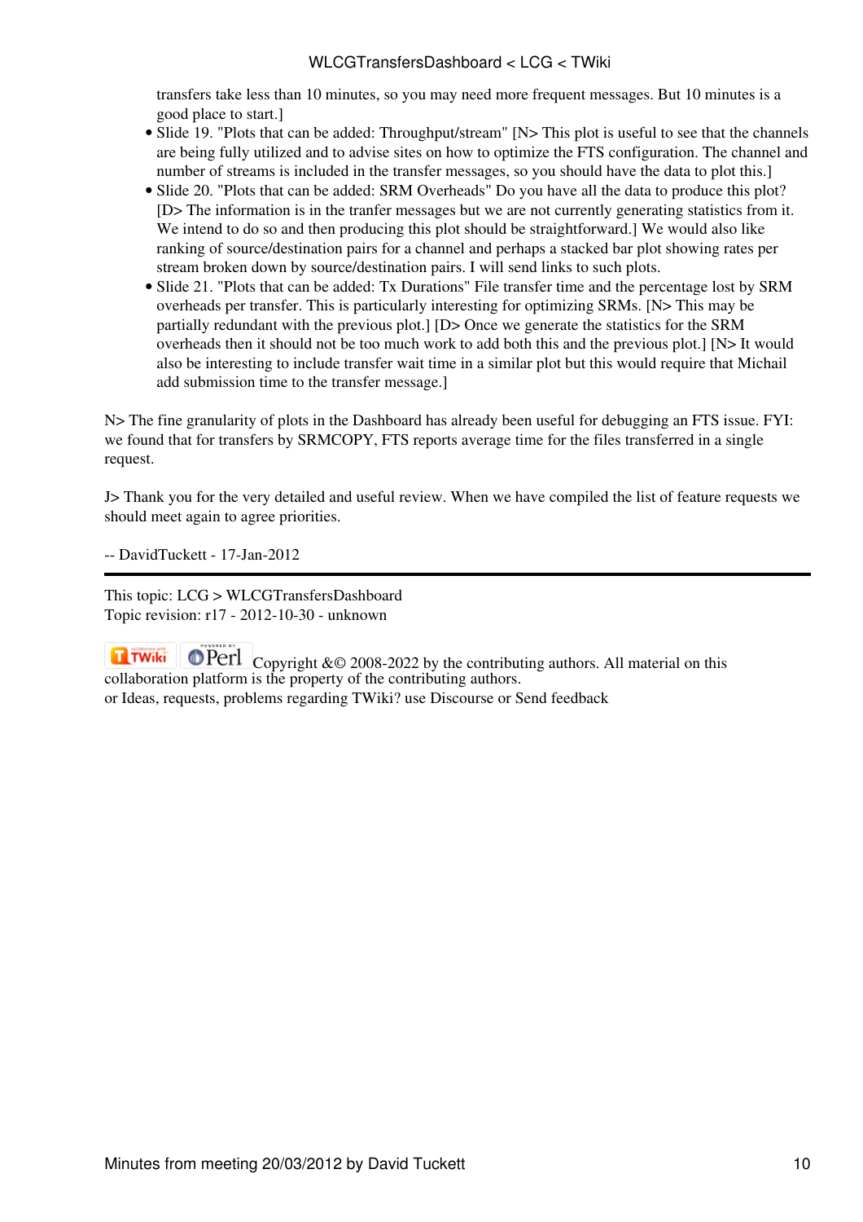transfers take less than 10 minutes, so you may need more frequent messages. But 10 minutes is a good place to start.]

- Slide 19. "Plots that can be added: Throughput/stream" [N> This plot is useful to see that the channels are being fully utilized and to advise sites on how to optimize the FTS configuration. The channel and number of streams is included in the transfer messages, so you should have the data to plot this.]
- Slide 20. "Plots that can be added: SRM Overheads" Do you have all the data to produce this plot? [D> The information is in the tranfer messages but we are not currently generating statistics from it. We intend to do so and then producing this plot should be straightforward.] We would also like ranking of source/destination pairs for a channel and perhaps a stacked bar plot showing rates per stream broken down by source/destination pairs. I will send links to such plots.
- Slide 21. "Plots that can be added: Tx Durations" File transfer time and the percentage lost by SRM overheads per transfer. This is particularly interesting for optimizing SRMs. [N> This may be partially redundant with the previous plot.] [D> Once we generate the statistics for the SRM overheads then it should not be too much work to add both this and the previous plot.] [N> It would also be interesting to include transfer wait time in a similar plot but this would require that Michail add submission time to the transfer message.]

N> The fine granularity of plots in the Dashboard has already been useful for debugging an FTS issue. FYI: we found that for transfers by SRMCOPY, FTS reports average time for the files transferred in a single request.

J> Thank you for the very detailed and useful review. When we have compiled the list of feature requests we should meet again to agree priorities.

-- DavidTuckett - 17-Jan-2012

---

This topic: LCG > WLCGTransfersDashboard
Topic revision: r17 - 2012-10-30 - unknown

Copyright &© 2008-2022 by the contributing authors. All material on this collaboration platform is the property of the contributing authors.
or Ideas, requests, problems regarding TWiki? use Discourse or Send feedback